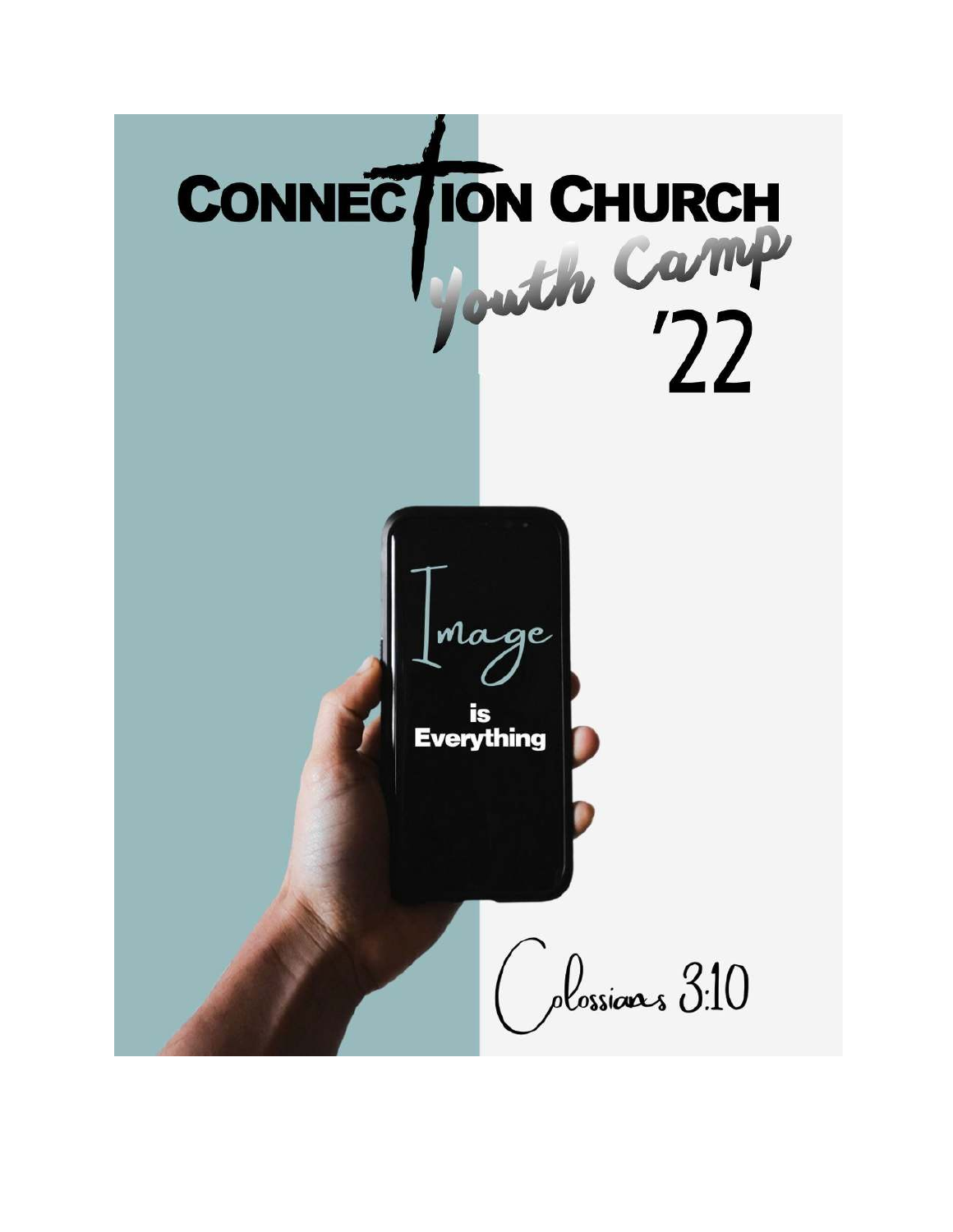# CONNECTION CHURCH

## Youth Camp '22

Image

is
Everything

Colossians 3:10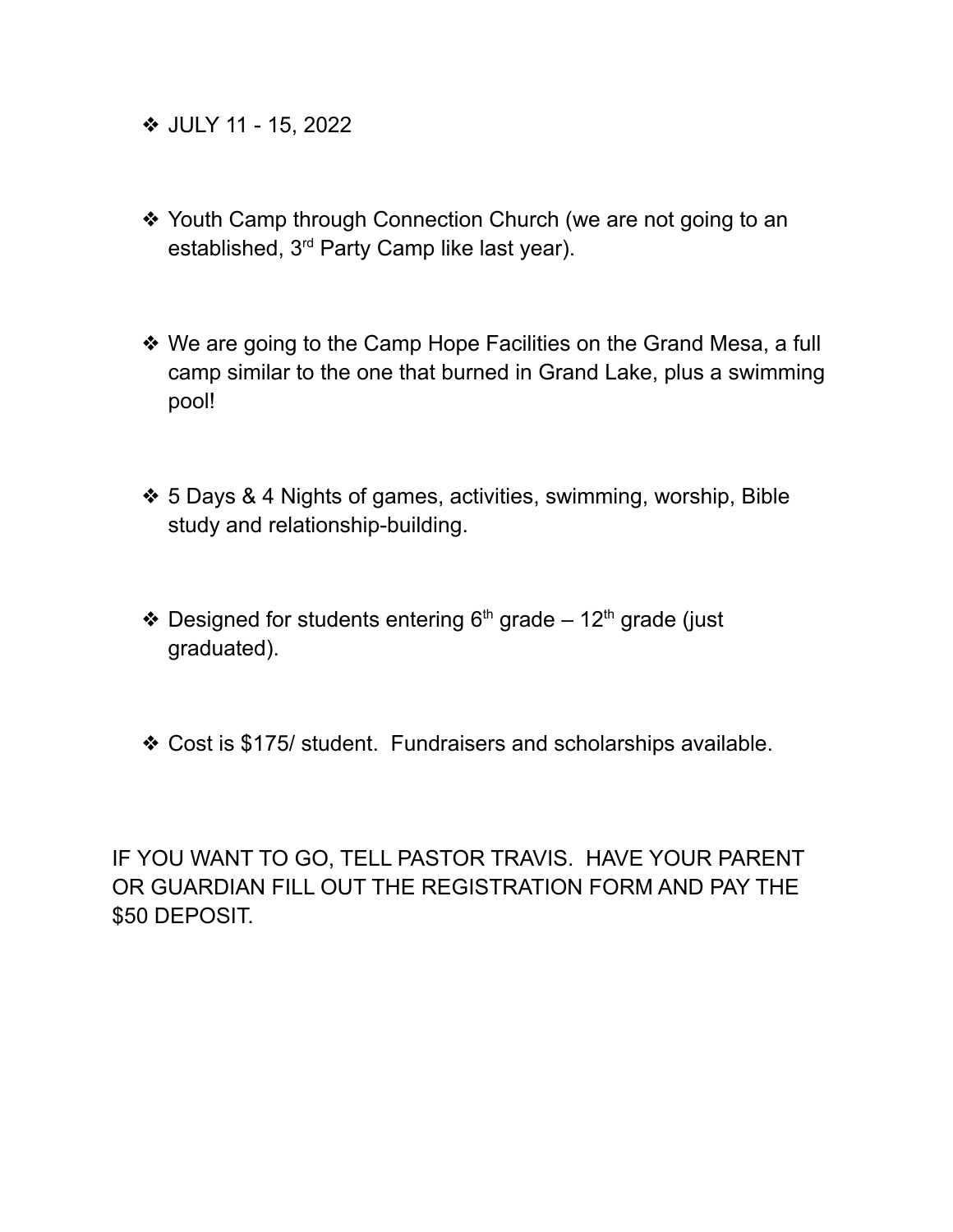- JULY 11 - 15, 2022

- Youth Camp through Connection Church (we are not going to an established, 3rd Party Camp like last year).

- We are going to the Camp Hope Facilities on the Grand Mesa, a full camp similar to the one that burned in Grand Lake, plus a swimming pool!

- 5 Days & 4 Nights of games, activities, swimming, worship, Bible study and relationship-building.

- Designed for students entering 6th grade – 12th grade (just graduated).

- Cost is $175/ student. Fundraisers and scholarships available.

IF YOU WANT TO GO, TELL PASTOR TRAVIS. HAVE YOUR PARENT OR GUARDIAN FILL OUT THE REGISTRATION FORM AND PAY THE $50 DEPOSIT.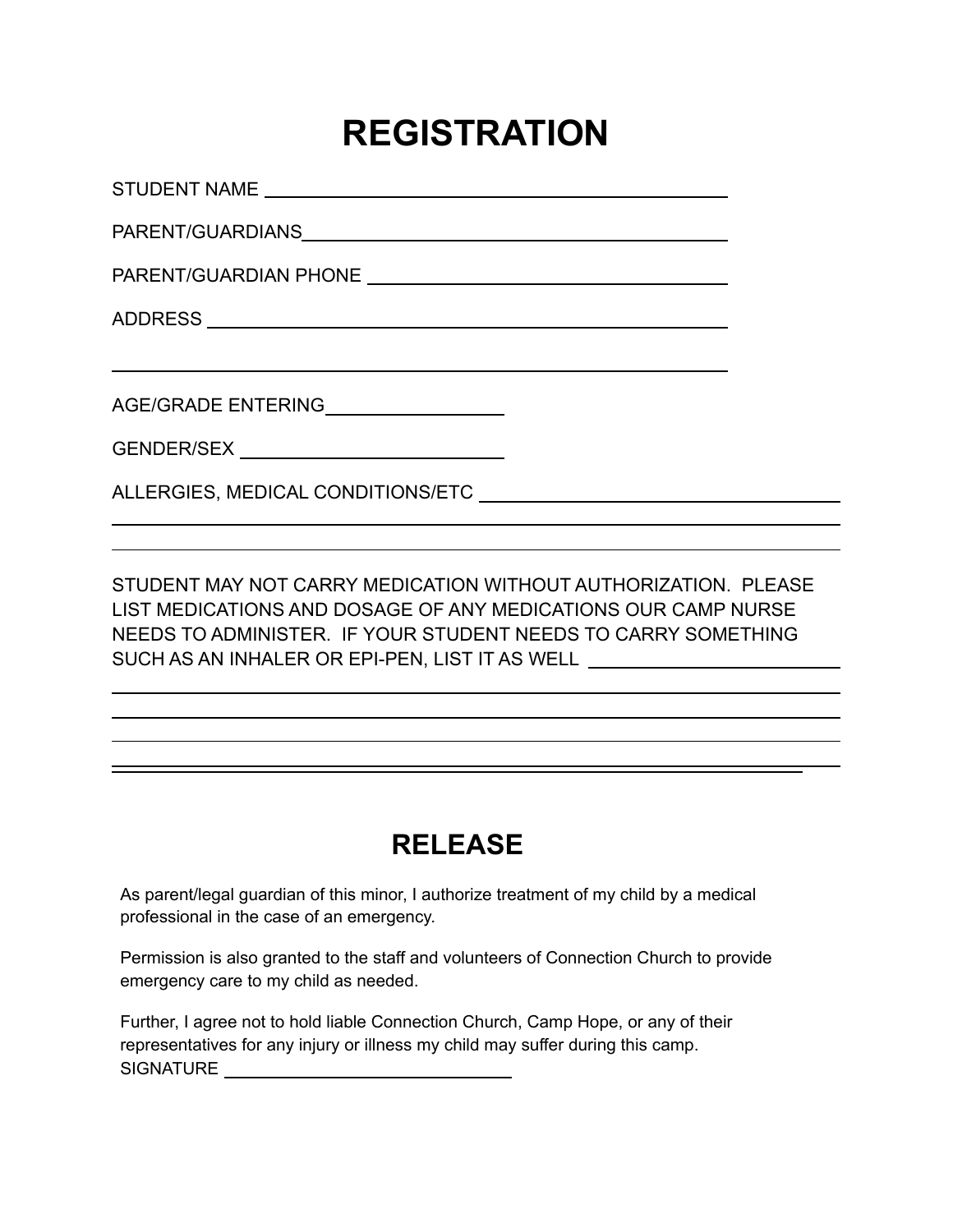# REGISTRATION

STUDENT NAME ______________________________________________

PARENT/GUARDIANS__________________________________________

PARENT/GUARDIAN PHONE ___________________________________

ADDRESS __________________________________________________

__________________________________________________________

AGE/GRADE ENTERING_________________

GENDER/SEX _______________________

ALLERGIES, MEDICAL CONDITIONS/ETC _______________________________

__________________________________________________________________

__________________________________________________________________

STUDENT MAY NOT CARRY MEDICATION WITHOUT AUTHORIZATION. PLEASE LIST MEDICATIONS AND DOSAGE OF ANY MEDICATIONS OUR CAMP NURSE NEEDS TO ADMINISTER. IF YOUR STUDENT NEEDS TO CARRY SOMETHING SUCH AS AN INHALER OR EPI-PEN, LIST IT AS WELL ______________________

__________________________________________________________________

__________________________________________________________________

__________________________________________________________________

__________________________________________________________________

# RELEASE

As parent/legal guardian of this minor, I authorize treatment of my child by a medical professional in the case of an emergency.

Permission is also granted to the staff and volunteers of Connection Church to provide emergency care to my child as needed.

Further, I agree not to hold liable Connection Church, Camp Hope, or any of their representatives for any injury or illness my child may suffer during this camp.
SIGNATURE ____________________________